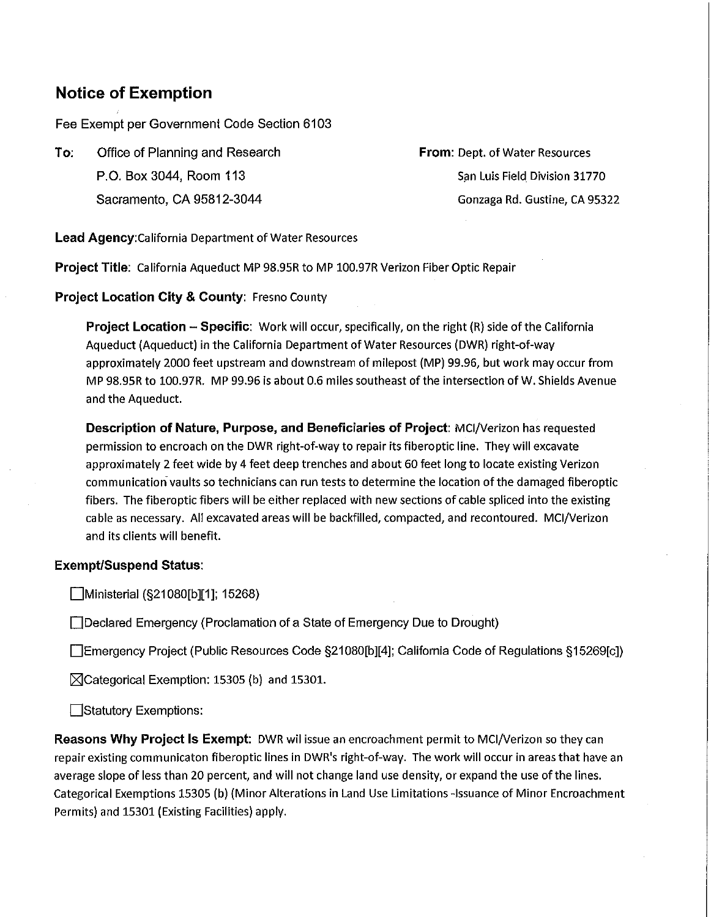# Notice of Exemption

Fee Exempt per Government Code Section 6103

**To:** Office of Planning and Research
P.O. Box 3044, Room 113
Sacramento, CA 95812-3044

**From:** Dept. of Water Resources
San Luis Field Division 31770
Gonzaga Rd. Gustine, CA 95322

**Lead Agency**:California Department of Water Resources

**Project Title**: California Aqueduct MP 98.95R to MP 100.97R Verizon Fiber Optic Repair

**Project Location City & County**: Fresno County

**Project Location – Specific**: Work will occur, specifically, on the right (R) side of the California Aqueduct (Aqueduct) in the California Department of Water Resources (DWR) right-of-way approximately 2000 feet upstream and downstream of milepost (MP) 99.96, but work may occur from MP 98.95R to 100.97R. MP 99.96 is about 0.6 miles southeast of the intersection of W. Shields Avenue and the Aqueduct.

**Description of Nature, Purpose, and Beneficiaries of Project**: MCI/Verizon has requested permission to encroach on the DWR right-of-way to repair its fiberoptic line. They will excavate approximately 2 feet wide by 4 feet deep trenches and about 60 feet long to locate existing Verizon communication vaults so technicians can run tests to determine the location of the damaged fiberoptic fibers. The fiberoptic fibers will be either replaced with new sections of cable spliced into the existing cable as necessary. All excavated areas will be backfilled, compacted, and recontoured. MCI/Verizon and its clients will benefit.

**Exempt/Suspend Status**:

☐ Ministerial (§21080[b][1]; 15268)

☐ Declared Emergency (Proclamation of a State of Emergency Due to Drought)

☐ Emergency Project (Public Resources Code §21080[b][4]; California Code of Regulations §15269[c])

☒ Categorical Exemption: 15305 (b) and 15301.

☐ Statutory Exemptions:

**Reasons Why Project Is Exempt**: DWR wil issue an encroachment permit to MCI/Verizon so they can repair existing communicaton fiberoptic lines in DWR's right-of-way. The work will occur in areas that have an average slope of less than 20 percent, and will not change land use density, or expand the use of the lines. Categorical Exemptions 15305 (b) (Minor Alterations in Land Use Limitations -Issuance of Minor Encroachment Permits) and 15301 (Existing Facilities) apply.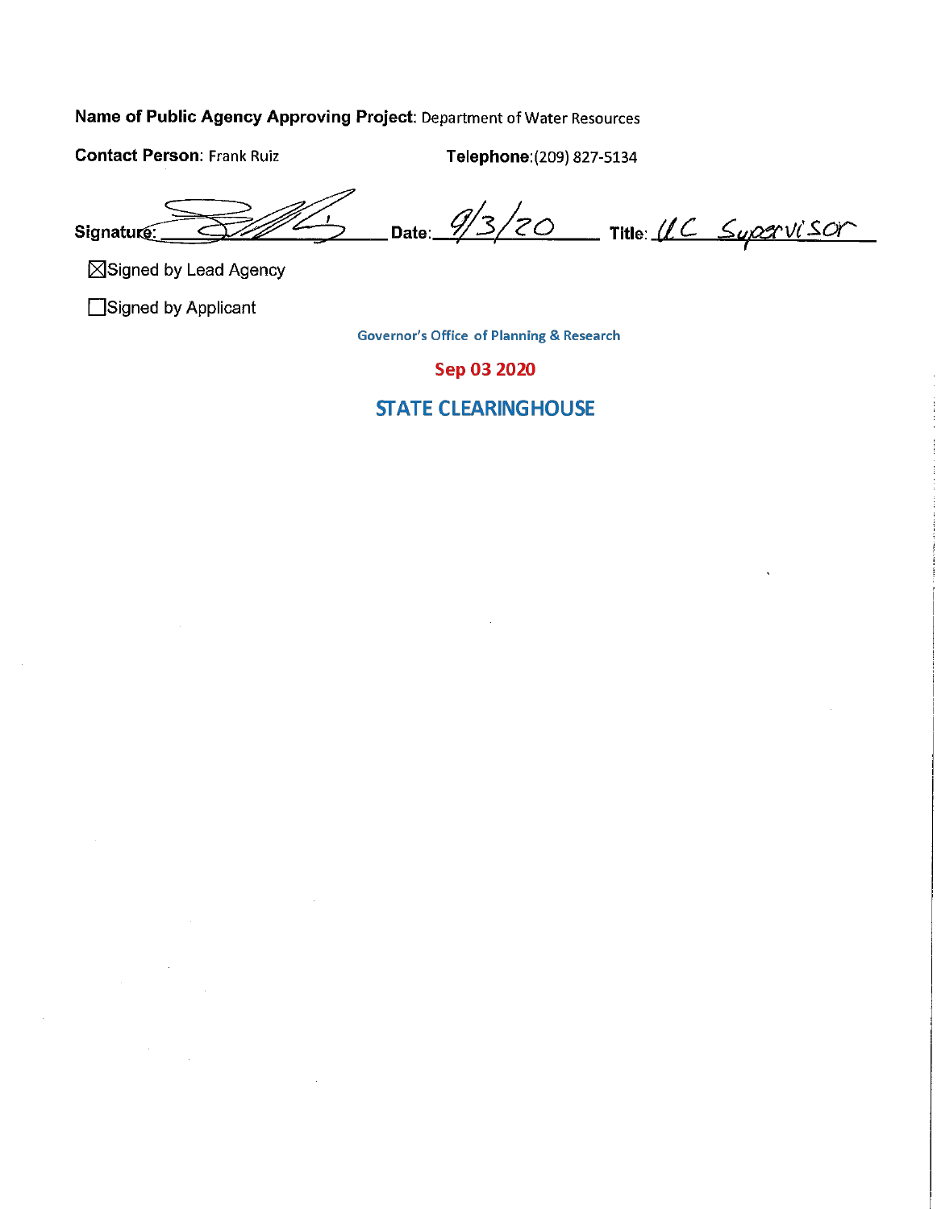**Name of Public Agency Approving Project**: Department of Water Resources

**Contact Person**: Frank Ruiz

**Telephone**: (209) 827-5134

**Signature**: ____________ **Date**: 9/3/20 **Title**: UC Supervisor

☒ Signed by Lead Agency

☐ Signed by Applicant

Governor's Office of Planning & Research

Sep 03 2020

STATE CLEARINGHOUSE